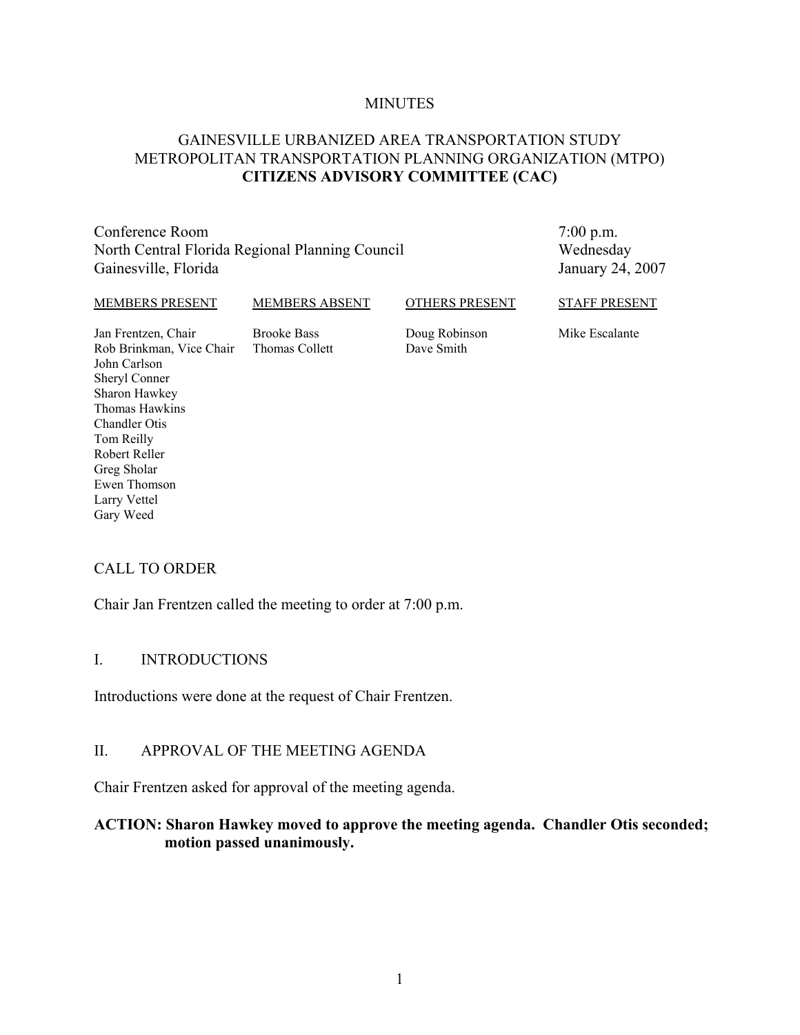MINUTES

# GAINESVILLE URBANIZED AREA TRANSPORTATION STUDY METROPOLITAN TRANSPORTATION PLANNING ORGANIZATION (MTPO) **CITIZENS ADVISORY COMMITTEE (CAC)**

Conference Room
North Central Florida Regional Planning Council
Gainesville, Florida

7:00 p.m.
Wednesday
January 24, 2007

| MEMBERS PRESENT | MEMBERS ABSENT | OTHERS PRESENT | STAFF PRESENT |
| --- | --- | --- | --- |
| Jan Frentzen, Chair | Brooke Bass | Doug Robinson | Mike Escalante |
| Rob Brinkman, Vice Chair | Thomas Collett | Dave Smith | |
| John Carlson | | | |
| Sheryl Conner | | | |
| Sharon Hawkey | | | |
| Thomas Hawkins | | | |
| Chandler Otis | | | |
| Tom Reilly | | | |
| Robert Reller | | | |
| Greg Sholar | | | |
| Ewen Thomson | | | |
| Larry Vettel | | | |
| Gary Weed | | | |

## CALL TO ORDER

Chair Jan Frentzen called the meeting to order at 7:00 p.m.

## I. INTRODUCTIONS

Introductions were done at the request of Chair Frentzen.

## II. APPROVAL OF THE MEETING AGENDA

Chair Frentzen asked for approval of the meeting agenda.

**ACTION: Sharon Hawkey moved to approve the meeting agenda. Chandler Otis seconded; motion passed unanimously.**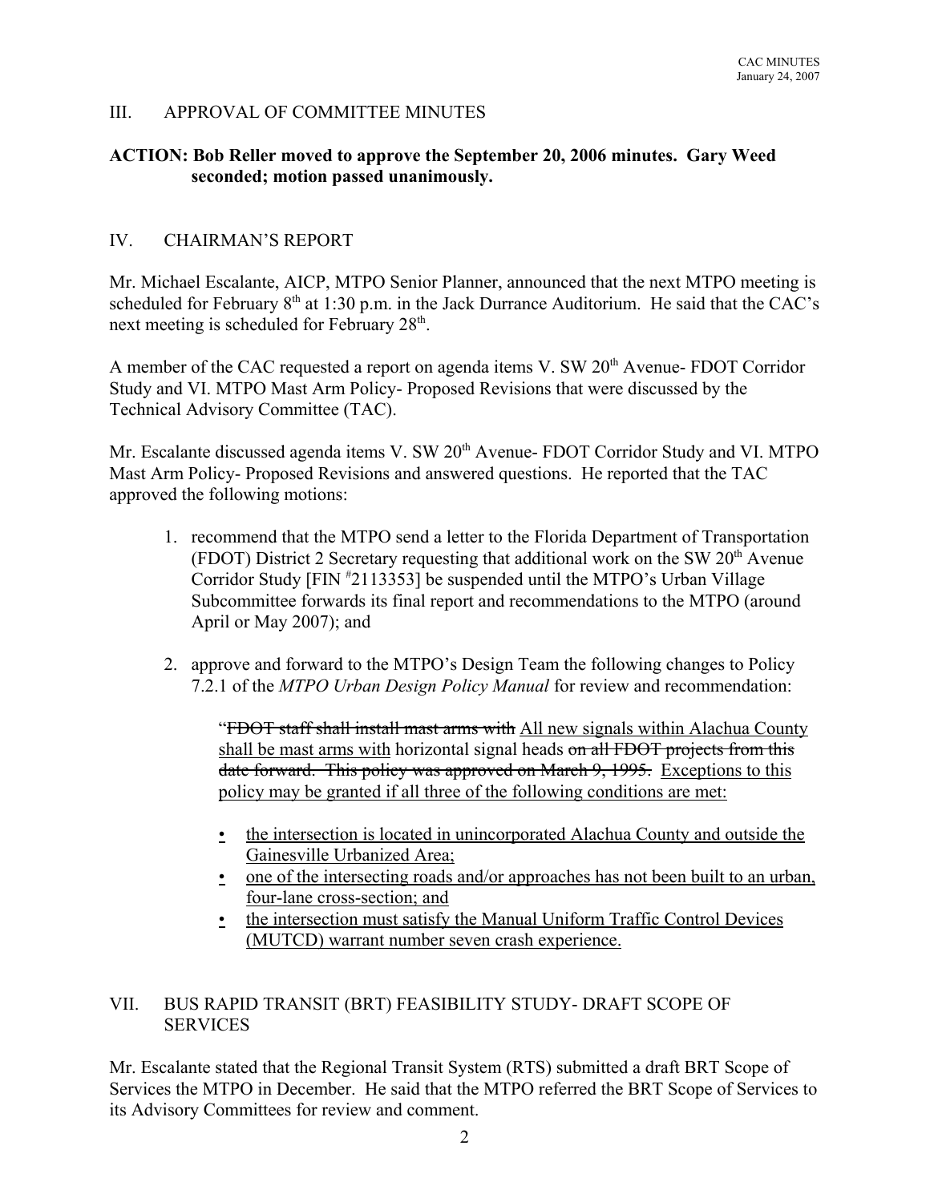## III. APPROVAL OF COMMITTEE MINUTES

**ACTION: Bob Reller moved to approve the September 20, 2006 minutes. Gary Weed seconded; motion passed unanimously.**

## IV. CHAIRMAN'S REPORT

Mr. Michael Escalante, AICP, MTPO Senior Planner, announced that the next MTPO meeting is scheduled for February 8th at 1:30 p.m. in the Jack Durrance Auditorium. He said that the CAC's next meeting is scheduled for February 28th.

A member of the CAC requested a report on agenda items V. SW 20th Avenue- FDOT Corridor Study and VI. MTPO Mast Arm Policy- Proposed Revisions that were discussed by the Technical Advisory Committee (TAC).

Mr. Escalante discussed agenda items V. SW 20th Avenue- FDOT Corridor Study and VI. MTPO Mast Arm Policy- Proposed Revisions and answered questions. He reported that the TAC approved the following motions:

1. recommend that the MTPO send a letter to the Florida Department of Transportation (FDOT) District 2 Secretary requesting that additional work on the SW 20th Avenue Corridor Study [FIN #2113353] be suspended until the MTPO's Urban Village Subcommittee forwards its final report and recommendations to the MTPO (around April or May 2007); and

2. approve and forward to the MTPO's Design Team the following changes to Policy 7.2.1 of the *MTPO Urban Design Policy Manual* for review and recommendation:

   "~~FDOT staff shall install mast arms with~~ <u>All new signals within Alachua County shall be mast arms with</u> horizontal signal heads ~~on all FDOT projects from this date forward. This policy was approved on March 9, 1995.~~ <u>Exceptions to this policy may be granted if all three of the following conditions are met:</u>

   - <u>the intersection is located in unincorporated Alachua County and outside the Gainesville Urbanized Area;</u>
   - <u>one of the intersecting roads and/or approaches has not been built to an urban, four-lane cross-section; and</u>
   - <u>the intersection must satisfy the Manual Uniform Traffic Control Devices (MUTCD) warrant number seven crash experience.</u>

## VII. BUS RAPID TRANSIT (BRT) FEASIBILITY STUDY- DRAFT SCOPE OF SERVICES

Mr. Escalante stated that the Regional Transit System (RTS) submitted a draft BRT Scope of Services the MTPO in December. He said that the MTPO referred the BRT Scope of Services to its Advisory Committees for review and comment.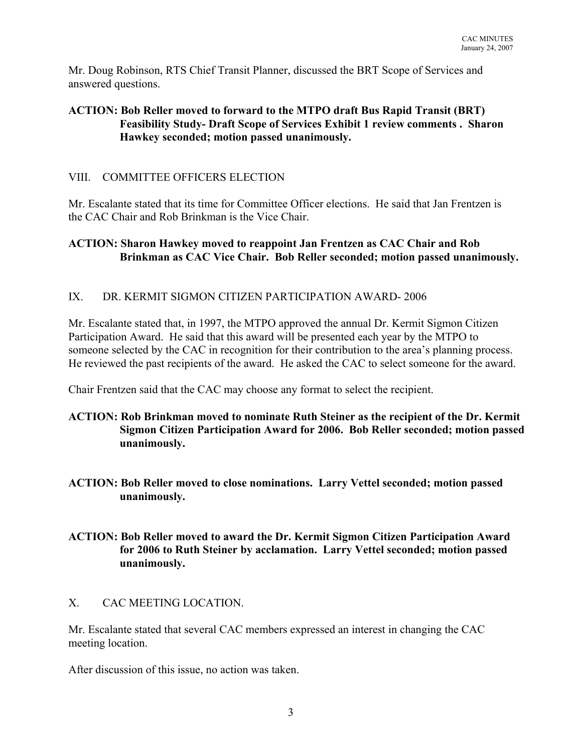Mr. Doug Robinson, RTS Chief Transit Planner, discussed the BRT Scope of Services and answered questions.

**ACTION: Bob Reller moved to forward to the MTPO draft Bus Rapid Transit (BRT) Feasibility Study- Draft Scope of Services Exhibit 1 review comments . Sharon Hawkey seconded; motion passed unanimously.**

## VIII. COMMITTEE OFFICERS ELECTION

Mr. Escalante stated that its time for Committee Officer elections. He said that Jan Frentzen is the CAC Chair and Rob Brinkman is the Vice Chair.

**ACTION: Sharon Hawkey moved to reappoint Jan Frentzen as CAC Chair and Rob Brinkman as CAC Vice Chair. Bob Reller seconded; motion passed unanimously.**

## IX. DR. KERMIT SIGMON CITIZEN PARTICIPATION AWARD- 2006

Mr. Escalante stated that, in 1997, the MTPO approved the annual Dr. Kermit Sigmon Citizen Participation Award. He said that this award will be presented each year by the MTPO to someone selected by the CAC in recognition for their contribution to the area's planning process. He reviewed the past recipients of the award. He asked the CAC to select someone for the award.

Chair Frentzen said that the CAC may choose any format to select the recipient.

**ACTION: Rob Brinkman moved to nominate Ruth Steiner as the recipient of the Dr. Kermit Sigmon Citizen Participation Award for 2006. Bob Reller seconded; motion passed unanimously.**

**ACTION: Bob Reller moved to close nominations. Larry Vettel seconded; motion passed unanimously.**

**ACTION: Bob Reller moved to award the Dr. Kermit Sigmon Citizen Participation Award for 2006 to Ruth Steiner by acclamation. Larry Vettel seconded; motion passed unanimously.**

## X. CAC MEETING LOCATION.

Mr. Escalante stated that several CAC members expressed an interest in changing the CAC meeting location.

After discussion of this issue, no action was taken.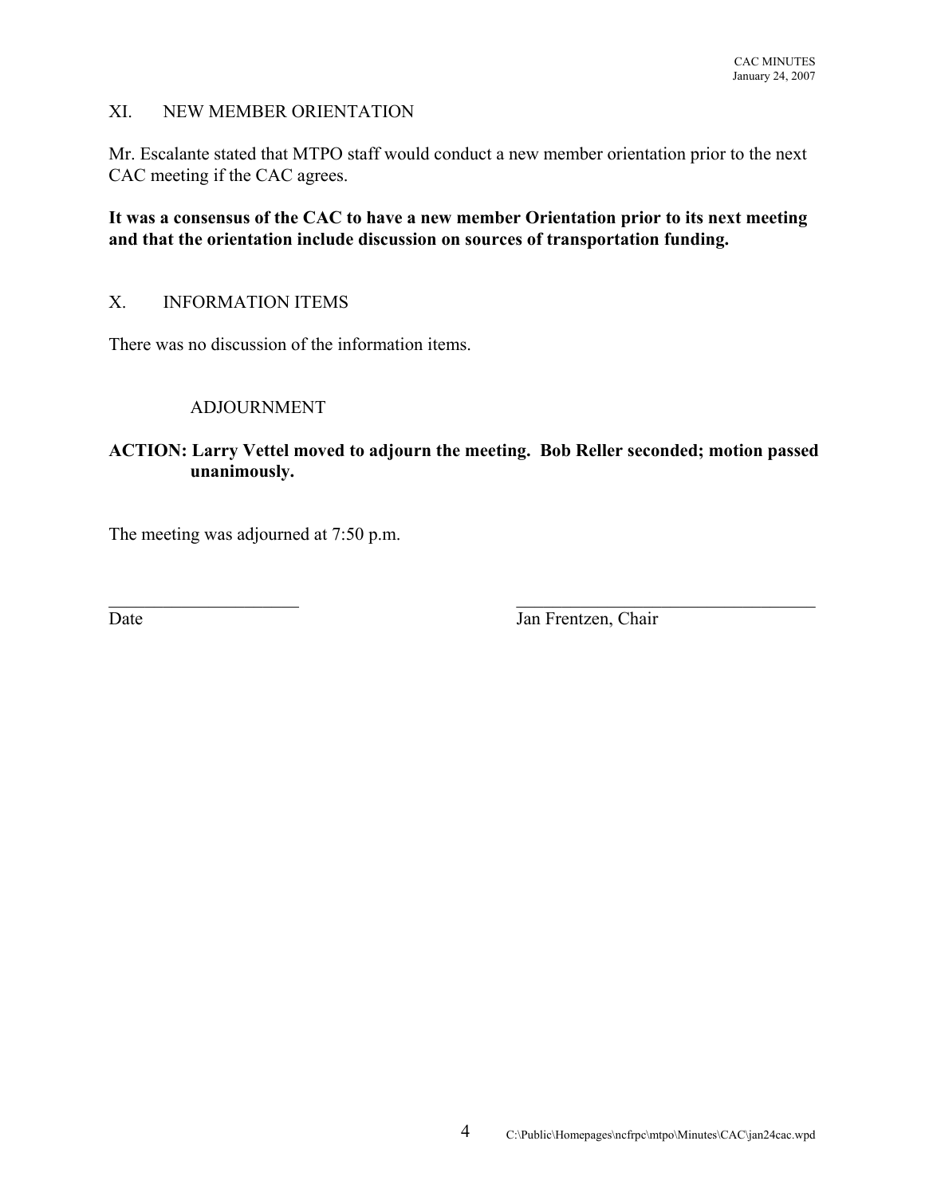## XI. NEW MEMBER ORIENTATION

Mr. Escalante stated that MTPO staff would conduct a new member orientation prior to the next CAC meeting if the CAC agrees.

**It was a consensus of the CAC to have a new member Orientation prior to its next meeting and that the orientation include discussion on sources of transportation funding.**

## X. INFORMATION ITEMS

There was no discussion of the information items.

## ADJOURNMENT

**ACTION: Larry Vettel moved to adjourn the meeting. Bob Reller seconded; motion passed unanimously.**

The meeting was adjourned at 7:50 p.m.

\_\_\_\_\_\_\_\_\_\_\_\_\_\_\_\_\_\_\_\_\_\_ \_\_\_\_\_\_\_\_\_\_\_\_\_\_\_\_\_\_\_\_\_\_\_\_\_\_\_\_\_\_\_\_\_\_\_\_

Date Jan Frentzen, Chair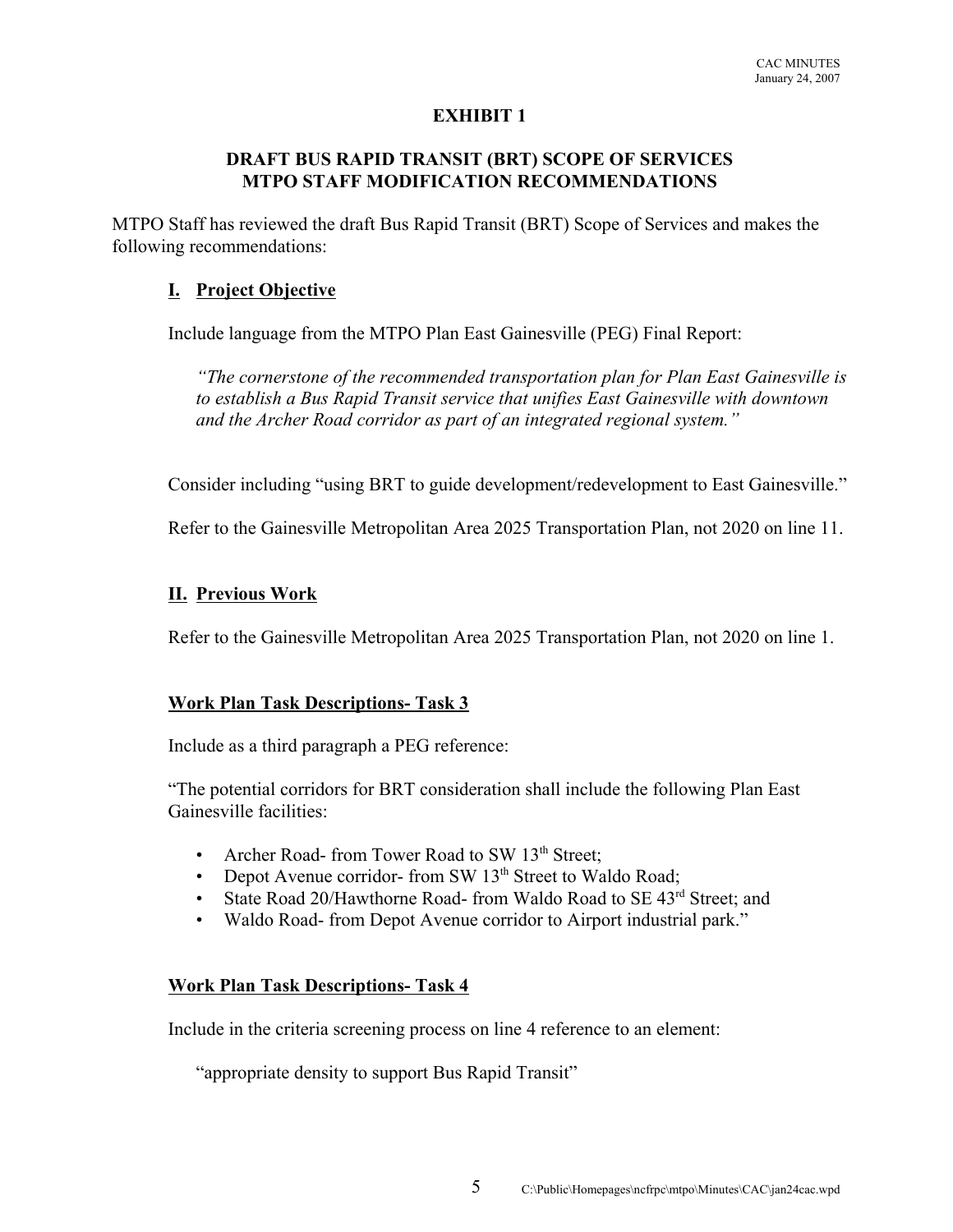# EXHIBIT 1

## DRAFT BUS RAPID TRANSIT (BRT) SCOPE OF SERVICES MTPO STAFF MODIFICATION RECOMMENDATIONS

MTPO Staff has reviewed the draft Bus Rapid Transit (BRT) Scope of Services and makes the following recommendations:

### I. Project Objective

Include language from the MTPO Plan East Gainesville (PEG) Final Report:

*"The cornerstone of the recommended transportation plan for Plan East Gainesville is to establish a Bus Rapid Transit service that unifies East Gainesville with downtown and the Archer Road corridor as part of an integrated regional system."*

Consider including "using BRT to guide development/redevelopment to East Gainesville."

Refer to the Gainesville Metropolitan Area 2025 Transportation Plan, not 2020 on line 11.

### II. Previous Work

Refer to the Gainesville Metropolitan Area 2025 Transportation Plan, not 2020 on line 1.

### Work Plan Task Descriptions- Task 3

Include as a third paragraph a PEG reference:

"The potential corridors for BRT consideration shall include the following Plan East Gainesville facilities:

- Archer Road- from Tower Road to SW 13th Street;
- Depot Avenue corridor- from SW 13th Street to Waldo Road;
- State Road 20/Hawthorne Road- from Waldo Road to SE 43rd Street; and
- Waldo Road- from Depot Avenue corridor to Airport industrial park."

### Work Plan Task Descriptions- Task 4

Include in the criteria screening process on line 4 reference to an element:

"appropriate density to support Bus Rapid Transit"